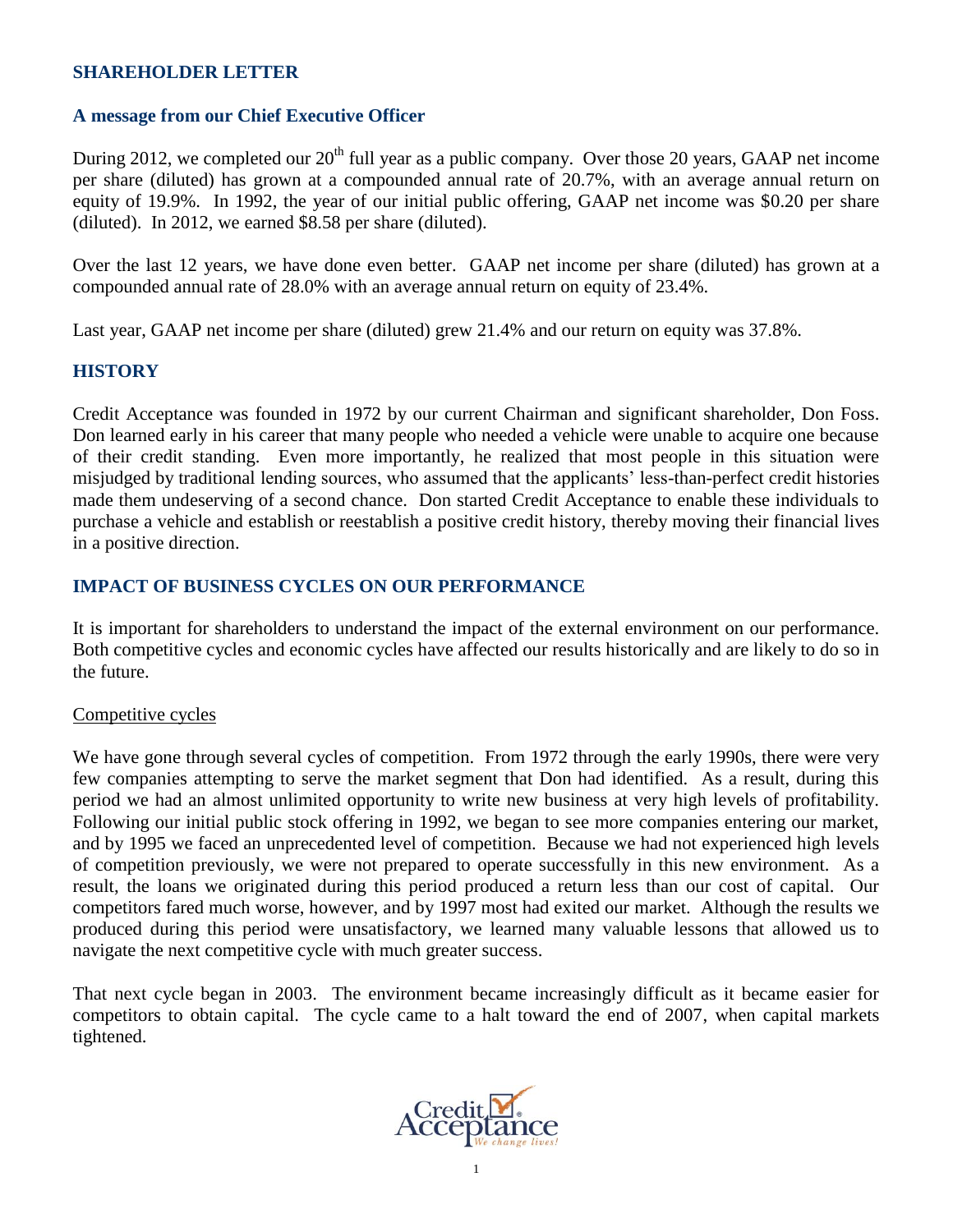## SHAREHOLDER LETTER

### A message from our Chief Executive Officer

During 2012, we completed our 20th full year as a public company. Over those 20 years, GAAP net income per share (diluted) has grown at a compounded annual rate of 20.7%, with an average annual return on equity of 19.9%. In 1992, the year of our initial public offering, GAAP net income was $0.20 per share (diluted). In 2012, we earned $8.58 per share (diluted).

Over the last 12 years, we have done even better. GAAP net income per share (diluted) has grown at a compounded annual rate of 28.0% with an average annual return on equity of 23.4%.

Last year, GAAP net income per share (diluted) grew 21.4% and our return on equity was 37.8%.

## HISTORY

Credit Acceptance was founded in 1972 by our current Chairman and significant shareholder, Don Foss. Don learned early in his career that many people who needed a vehicle were unable to acquire one because of their credit standing. Even more importantly, he realized that most people in this situation were misjudged by traditional lending sources, who assumed that the applicants' less-than-perfect credit histories made them undeserving of a second chance. Don started Credit Acceptance to enable these individuals to purchase a vehicle and establish or reestablish a positive credit history, thereby moving their financial lives in a positive direction.

## IMPACT OF BUSINESS CYCLES ON OUR PERFORMANCE

It is important for shareholders to understand the impact of the external environment on our performance. Both competitive cycles and economic cycles have affected our results historically and are likely to do so in the future.

### Competitive cycles

We have gone through several cycles of competition. From 1972 through the early 1990s, there were very few companies attempting to serve the market segment that Don had identified. As a result, during this period we had an almost unlimited opportunity to write new business at very high levels of profitability. Following our initial public stock offering in 1992, we began to see more companies entering our market, and by 1995 we faced an unprecedented level of competition. Because we had not experienced high levels of competition previously, we were not prepared to operate successfully in this new environment. As a result, the loans we originated during this period produced a return less than our cost of capital. Our competitors fared much worse, however, and by 1997 most had exited our market. Although the results we produced during this period were unsatisfactory, we learned many valuable lessons that allowed us to navigate the next competitive cycle with much greater success.

That next cycle began in 2003. The environment became increasingly difficult as it became easier for competitors to obtain capital. The cycle came to a halt toward the end of 2007, when capital markets tightened.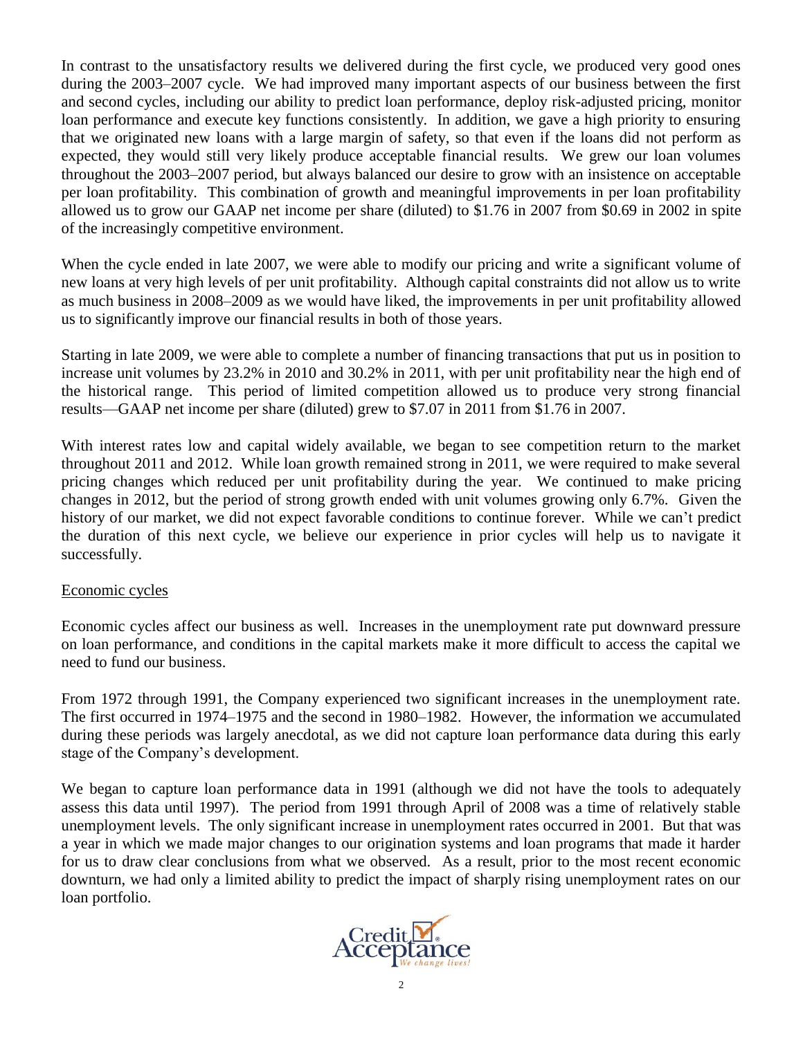In contrast to the unsatisfactory results we delivered during the first cycle, we produced very good ones during the 2003–2007 cycle. We had improved many important aspects of our business between the first and second cycles, including our ability to predict loan performance, deploy risk-adjusted pricing, monitor loan performance and execute key functions consistently. In addition, we gave a high priority to ensuring that we originated new loans with a large margin of safety, so that even if the loans did not perform as expected, they would still very likely produce acceptable financial results. We grew our loan volumes throughout the 2003–2007 period, but always balanced our desire to grow with an insistence on acceptable per loan profitability. This combination of growth and meaningful improvements in per loan profitability allowed us to grow our GAAP net income per share (diluted) to $1.76 in 2007 from $0.69 in 2002 in spite of the increasingly competitive environment.

When the cycle ended in late 2007, we were able to modify our pricing and write a significant volume of new loans at very high levels of per unit profitability. Although capital constraints did not allow us to write as much business in 2008–2009 as we would have liked, the improvements in per unit profitability allowed us to significantly improve our financial results in both of those years.

Starting in late 2009, we were able to complete a number of financing transactions that put us in position to increase unit volumes by 23.2% in 2010 and 30.2% in 2011, with per unit profitability near the high end of the historical range. This period of limited competition allowed us to produce very strong financial results—GAAP net income per share (diluted) grew to $7.07 in 2011 from $1.76 in 2007.

With interest rates low and capital widely available, we began to see competition return to the market throughout 2011 and 2012. While loan growth remained strong in 2011, we were required to make several pricing changes which reduced per unit profitability during the year. We continued to make pricing changes in 2012, but the period of strong growth ended with unit volumes growing only 6.7%. Given the history of our market, we did not expect favorable conditions to continue forever. While we can't predict the duration of this next cycle, we believe our experience in prior cycles will help us to navigate it successfully.

Economic cycles

Economic cycles affect our business as well. Increases in the unemployment rate put downward pressure on loan performance, and conditions in the capital markets make it more difficult to access the capital we need to fund our business.

From 1972 through 1991, the Company experienced two significant increases in the unemployment rate. The first occurred in 1974–1975 and the second in 1980–1982. However, the information we accumulated during these periods was largely anecdotal, as we did not capture loan performance data during this early stage of the Company's development.

We began to capture loan performance data in 1991 (although we did not have the tools to adequately assess this data until 1997). The period from 1991 through April of 2008 was a time of relatively stable unemployment levels. The only significant increase in unemployment rates occurred in 2001. But that was a year in which we made major changes to our origination systems and loan programs that made it harder for us to draw clear conclusions from what we observed. As a result, prior to the most recent economic downturn, we had only a limited ability to predict the impact of sharply rising unemployment rates on our loan portfolio.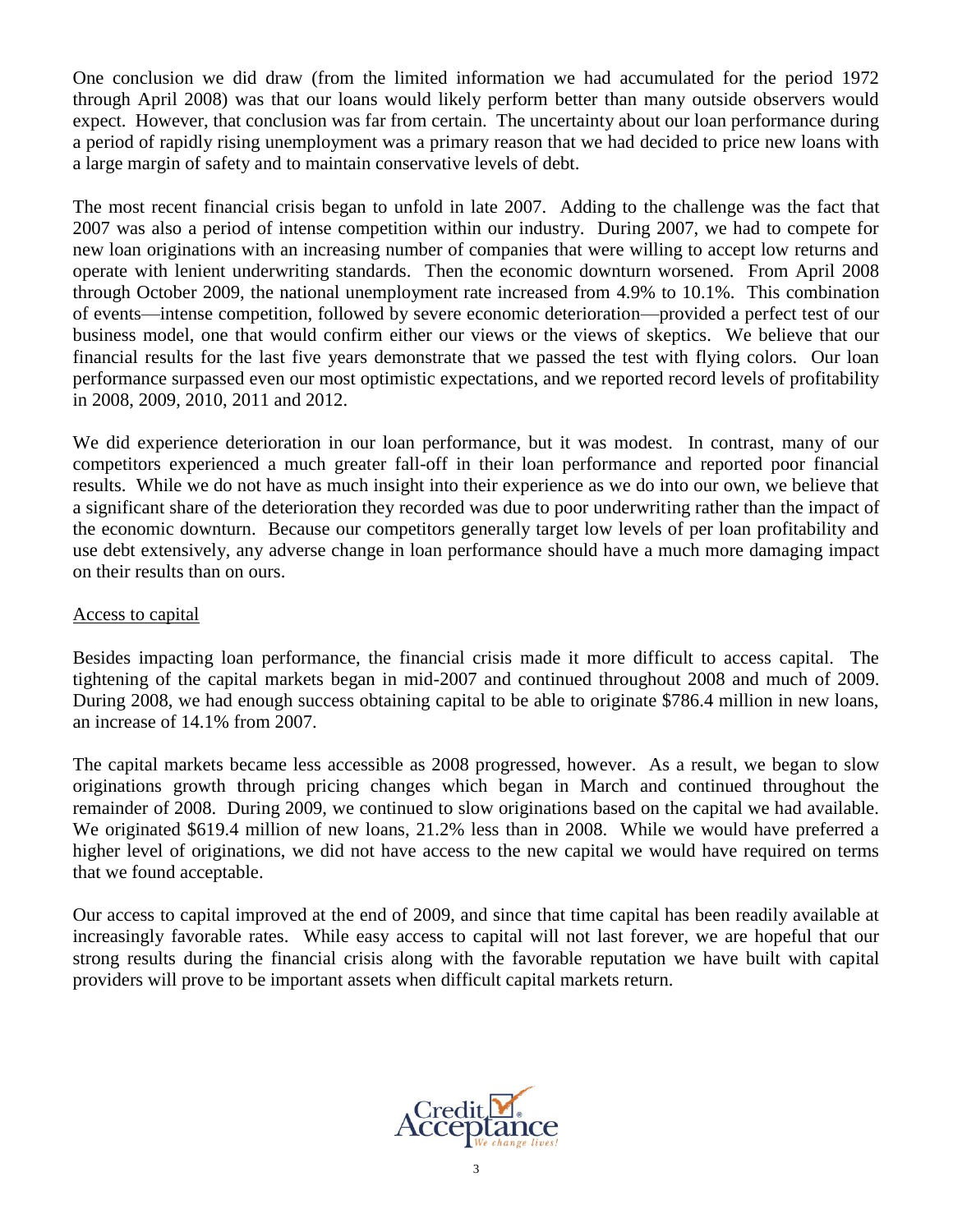One conclusion we did draw (from the limited information we had accumulated for the period 1972 through April 2008) was that our loans would likely perform better than many outside observers would expect. However, that conclusion was far from certain. The uncertainty about our loan performance during a period of rapidly rising unemployment was a primary reason that we had decided to price new loans with a large margin of safety and to maintain conservative levels of debt.

The most recent financial crisis began to unfold in late 2007. Adding to the challenge was the fact that 2007 was also a period of intense competition within our industry. During 2007, we had to compete for new loan originations with an increasing number of companies that were willing to accept low returns and operate with lenient underwriting standards. Then the economic downturn worsened. From April 2008 through October 2009, the national unemployment rate increased from 4.9% to 10.1%. This combination of events—intense competition, followed by severe economic deterioration—provided a perfect test of our business model, one that would confirm either our views or the views of skeptics. We believe that our financial results for the last five years demonstrate that we passed the test with flying colors. Our loan performance surpassed even our most optimistic expectations, and we reported record levels of profitability in 2008, 2009, 2010, 2011 and 2012.

We did experience deterioration in our loan performance, but it was modest. In contrast, many of our competitors experienced a much greater fall-off in their loan performance and reported poor financial results. While we do not have as much insight into their experience as we do into our own, we believe that a significant share of the deterioration they recorded was due to poor underwriting rather than the impact of the economic downturn. Because our competitors generally target low levels of per loan profitability and use debt extensively, any adverse change in loan performance should have a much more damaging impact on their results than on ours.

Access to capital

Besides impacting loan performance, the financial crisis made it more difficult to access capital. The tightening of the capital markets began in mid-2007 and continued throughout 2008 and much of 2009. During 2008, we had enough success obtaining capital to be able to originate $786.4 million in new loans, an increase of 14.1% from 2007.

The capital markets became less accessible as 2008 progressed, however. As a result, we began to slow originations growth through pricing changes which began in March and continued throughout the remainder of 2008. During 2009, we continued to slow originations based on the capital we had available. We originated $619.4 million of new loans, 21.2% less than in 2008. While we would have preferred a higher level of originations, we did not have access to the new capital we would have required on terms that we found acceptable.

Our access to capital improved at the end of 2009, and since that time capital has been readily available at increasingly favorable rates. While easy access to capital will not last forever, we are hopeful that our strong results during the financial crisis along with the favorable reputation we have built with capital providers will prove to be important assets when difficult capital markets return.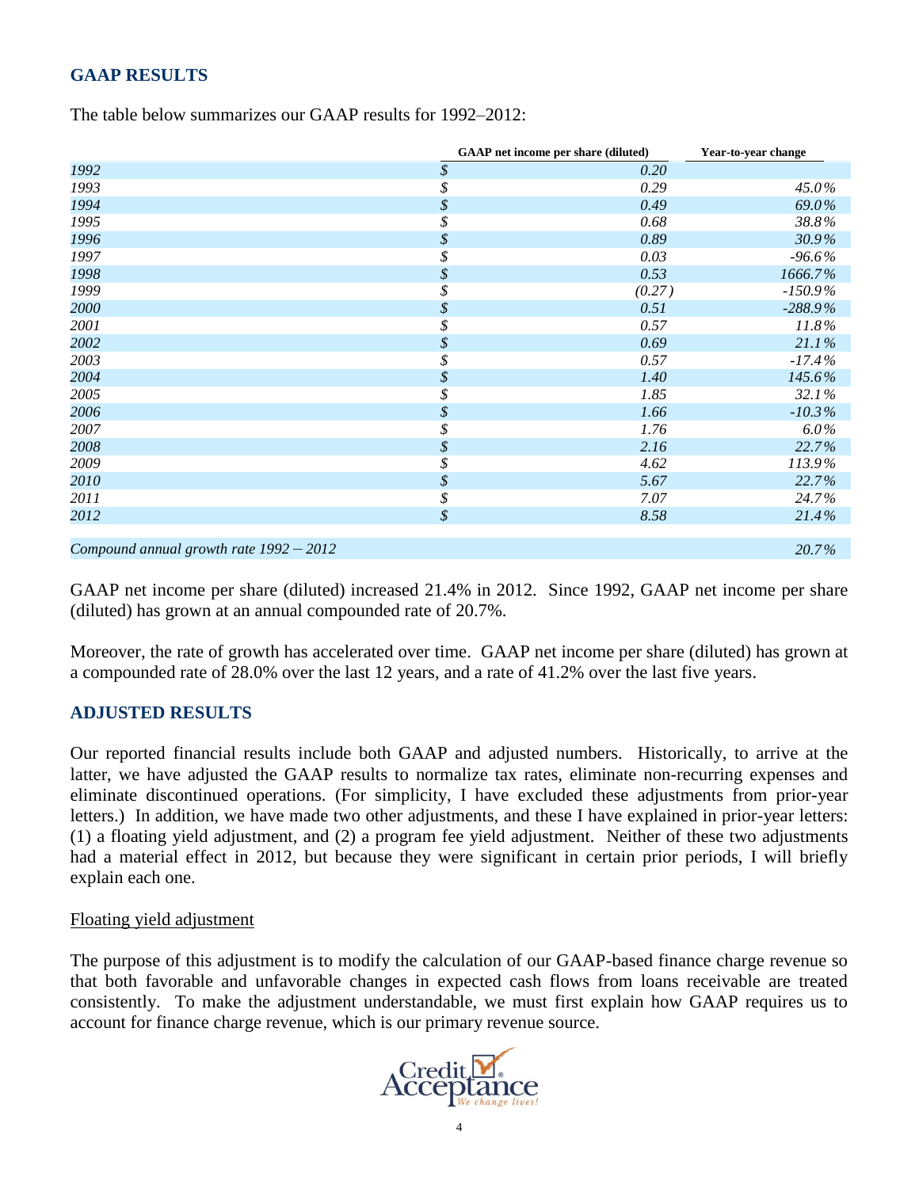## GAAP RESULTS

The table below summarizes our GAAP results for 1992–2012:

| | GAAP net income per share (diluted) | Year-to-year change |
|---|---|---|
| *1992* | *$ 0.20* | |
| *1993* | *$ 0.29* | *45.0%* |
| *1994* | *$ 0.49* | *69.0%* |
| *1995* | *$ 0.68* | *38.8%* |
| *1996* | *$ 0.89* | *30.9%* |
| *1997* | *$ 0.03* | *-96.6%* |
| *1998* | *$ 0.53* | *1666.7%* |
| *1999* | *$ (0.27)* | *-150.9%* |
| *2000* | *$ 0.51* | *-288.9%* |
| *2001* | *$ 0.57* | *11.8%* |
| *2002* | *$ 0.69* | *21.1%* |
| *2003* | *$ 0.57* | *-17.4%* |
| *2004* | *$ 1.40* | *145.6%* |
| *2005* | *$ 1.85* | *32.1%* |
| *2006* | *$ 1.66* | *-10.3%* |
| *2007* | *$ 1.76* | *6.0%* |
| *2008* | *$ 2.16* | *22.7%* |
| *2009* | *$ 4.62* | *113.9%* |
| *2010* | *$ 5.67* | *22.7%* |
| *2011* | *$ 7.07* | *24.7%* |
| *2012* | *$ 8.58* | *21.4%* |
| *Compound annual growth rate 1992 – 2012* | | *20.7%* |

GAAP net income per share (diluted) increased 21.4% in 2012. Since 1992, GAAP net income per share (diluted) has grown at an annual compounded rate of 20.7%.

Moreover, the rate of growth has accelerated over time. GAAP net income per share (diluted) has grown at a compounded rate of 28.0% over the last 12 years, and a rate of 41.2% over the last five years.

## ADJUSTED RESULTS

Our reported financial results include both GAAP and adjusted numbers. Historically, to arrive at the latter, we have adjusted the GAAP results to normalize tax rates, eliminate non-recurring expenses and eliminate discontinued operations. (For simplicity, I have excluded these adjustments from prior-year letters.) In addition, we have made two other adjustments, and these I have explained in prior-year letters: (1) a floating yield adjustment, and (2) a program fee yield adjustment. Neither of these two adjustments had a material effect in 2012, but because they were significant in certain prior periods, I will briefly explain each one.

### Floating yield adjustment

The purpose of this adjustment is to modify the calculation of our GAAP-based finance charge revenue so that both favorable and unfavorable changes in expected cash flows from loans receivable are treated consistently. To make the adjustment understandable, we must first explain how GAAP requires us to account for finance charge revenue, which is our primary revenue source.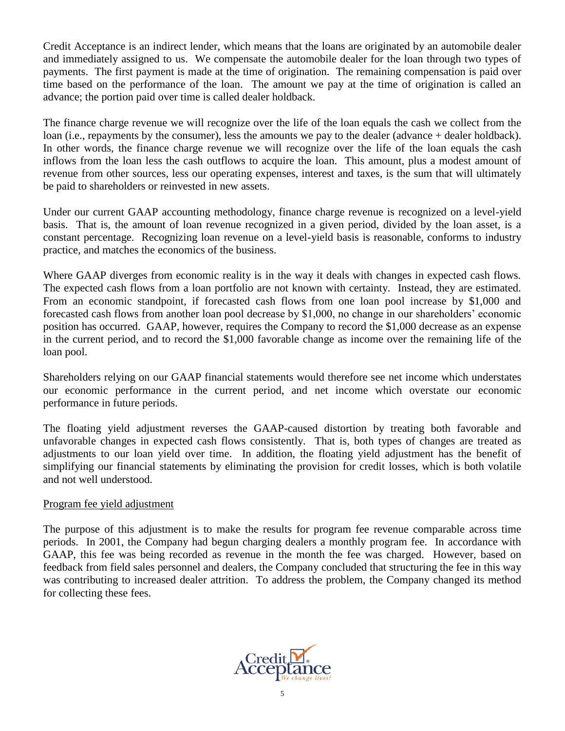Credit Acceptance is an indirect lender, which means that the loans are originated by an automobile dealer and immediately assigned to us. We compensate the automobile dealer for the loan through two types of payments. The first payment is made at the time of origination. The remaining compensation is paid over time based on the performance of the loan. The amount we pay at the time of origination is called an advance; the portion paid over time is called dealer holdback.

The finance charge revenue we will recognize over the life of the loan equals the cash we collect from the loan (i.e., repayments by the consumer), less the amounts we pay to the dealer (advance + dealer holdback). In other words, the finance charge revenue we will recognize over the life of the loan equals the cash inflows from the loan less the cash outflows to acquire the loan. This amount, plus a modest amount of revenue from other sources, less our operating expenses, interest and taxes, is the sum that will ultimately be paid to shareholders or reinvested in new assets.

Under our current GAAP accounting methodology, finance charge revenue is recognized on a level-yield basis. That is, the amount of loan revenue recognized in a given period, divided by the loan asset, is a constant percentage. Recognizing loan revenue on a level-yield basis is reasonable, conforms to industry practice, and matches the economics of the business.

Where GAAP diverges from economic reality is in the way it deals with changes in expected cash flows. The expected cash flows from a loan portfolio are not known with certainty. Instead, they are estimated. From an economic standpoint, if forecasted cash flows from one loan pool increase by $1,000 and forecasted cash flows from another loan pool decrease by $1,000, no change in our shareholders' economic position has occurred. GAAP, however, requires the Company to record the $1,000 decrease as an expense in the current period, and to record the $1,000 favorable change as income over the remaining life of the loan pool.

Shareholders relying on our GAAP financial statements would therefore see net income which understates our economic performance in the current period, and net income which overstate our economic performance in future periods.

The floating yield adjustment reverses the GAAP-caused distortion by treating both favorable and unfavorable changes in expected cash flows consistently. That is, both types of changes are treated as adjustments to our loan yield over time. In addition, the floating yield adjustment has the benefit of simplifying our financial statements by eliminating the provision for credit losses, which is both volatile and not well understood.

<u>Program fee yield adjustment</u>

The purpose of this adjustment is to make the results for program fee revenue comparable across time periods. In 2001, the Company had begun charging dealers a monthly program fee. In accordance with GAAP, this fee was being recorded as revenue in the month the fee was charged. However, based on feedback from field sales personnel and dealers, the Company concluded that structuring the fee in this way was contributing to increased dealer attrition. To address the problem, the Company changed its method for collecting these fees.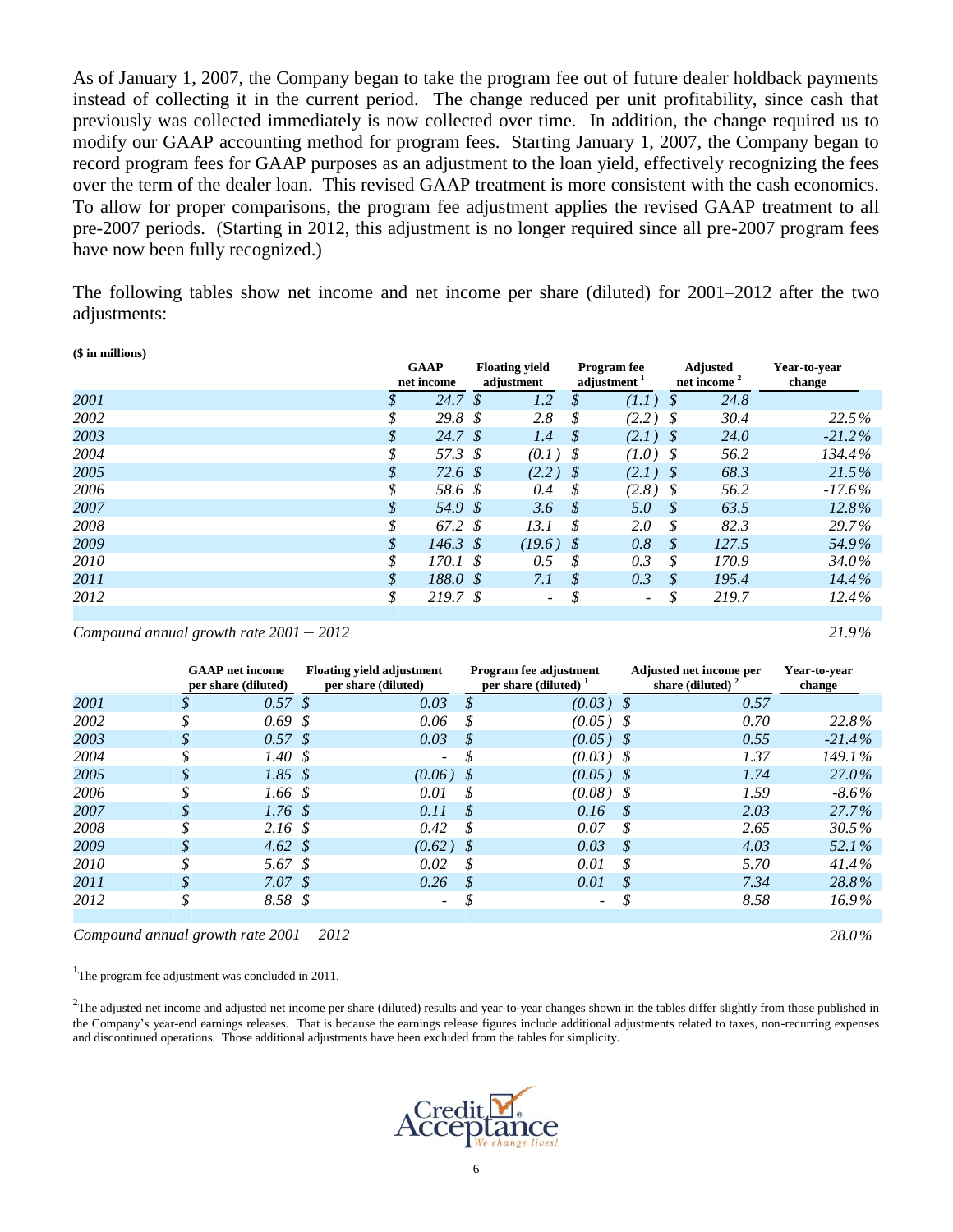As of January 1, 2007, the Company began to take the program fee out of future dealer holdback payments instead of collecting it in the current period. The change reduced per unit profitability, since cash that previously was collected immediately is now collected over time. In addition, the change required us to modify our GAAP accounting method for program fees. Starting January 1, 2007, the Company began to record program fees for GAAP purposes as an adjustment to the loan yield, effectively recognizing the fees over the term of the dealer loan. This revised GAAP treatment is more consistent with the cash economics. To allow for proper comparisons, the program fee adjustment applies the revised GAAP treatment to all pre-2007 periods. (Starting in 2012, this adjustment is no longer required since all pre-2007 program fees have now been fully recognized.)

The following tables show net income and net income per share (diluted) for 2001–2012 after the two adjustments:

**($ in millions)**

| | GAAP net income | Floating yield adjustment | Program fee adjustment [1] | Adjusted net income [2] | Year-to-year change |
|---|---|---|---|---|---|
| *2001* | $ 24.7 | $ 1.2 | $ (1.1) | $ 24.8 | |
| *2002* | $ 29.8 | $ 2.8 | $ (2.2) | $ 30.4 | 22.5% |
| *2003* | $ 24.7 | $ 1.4 | $ (2.1) | $ 24.0 | -21.2% |
| *2004* | $ 57.3 | $ (0.1) | $ (1.0) | $ 56.2 | 134.4% |
| *2005* | $ 72.6 | $ (2.2) | $ (2.1) | $ 68.3 | 21.5% |
| *2006* | $ 58.6 | $ 0.4 | $ (2.8) | $ 56.2 | -17.6% |
| *2007* | $ 54.9 | $ 3.6 | $ 5.0 | $ 63.5 | 12.8% |
| *2008* | $ 67.2 | $ 13.1 | $ 2.0 | $ 82.3 | 29.7% |
| *2009* | $ 146.3 | $ (19.6) | $ 0.8 | $ 127.5 | 54.9% |
| *2010* | $ 170.1 | $ 0.5 | $ 0.3 | $ 170.9 | 34.0% |
| *2011* | $ 188.0 | $ 7.1 | $ 0.3 | $ 195.4 | 14.4% |
| *2012* | $ 219.7 | $ - | $ - | $ 219.7 | 12.4% |
| *Compound annual growth rate 2001 – 2012* | | | | | 21.9% |

| | GAAP net income per share (diluted) | Floating yield adjustment per share (diluted) | Program fee adjustment per share (diluted) [1] | Adjusted net income per share (diluted) [2] | Year-to-year change |
|---|---|---|---|---|---|
| *2001* | $ 0.57 | $ 0.03 | $ (0.03) | $ 0.57 | |
| *2002* | $ 0.69 | $ 0.06 | $ (0.05) | $ 0.70 | 22.8% |
| *2003* | $ 0.57 | $ 0.03 | $ (0.05) | $ 0.55 | -21.4% |
| *2004* | $ 1.40 | $ - | $ (0.03) | $ 1.37 | 149.1% |
| *2005* | $ 1.85 | $ (0.06) | $ (0.05) | $ 1.74 | 27.0% |
| *2006* | $ 1.66 | $ 0.01 | $ (0.08) | $ 1.59 | -8.6% |
| *2007* | $ 1.76 | $ 0.11 | $ 0.16 | $ 2.03 | 27.7% |
| *2008* | $ 2.16 | $ 0.42 | $ 0.07 | $ 2.65 | 30.5% |
| *2009* | $ 4.62 | $ (0.62) | $ 0.03 | $ 4.03 | 52.1% |
| *2010* | $ 5.67 | $ 0.02 | $ 0.01 | $ 5.70 | 41.4% |
| *2011* | $ 7.07 | $ 0.26 | $ 0.01 | $ 7.34 | 28.8% |
| *2012* | $ 8.58 | $ - | $ - | $ 8.58 | 16.9% |
| *Compound annual growth rate 2001 – 2012* | | | | | 28.0% |

[1] The program fee adjustment was concluded in 2011.

[2] The adjusted net income and adjusted net income per share (diluted) results and year-to-year changes shown in the tables differ slightly from those published in the Company's year-end earnings releases. That is because the earnings release figures include additional adjustments related to taxes, non-recurring expenses and discontinued operations. Those additional adjustments have been excluded from the tables for simplicity.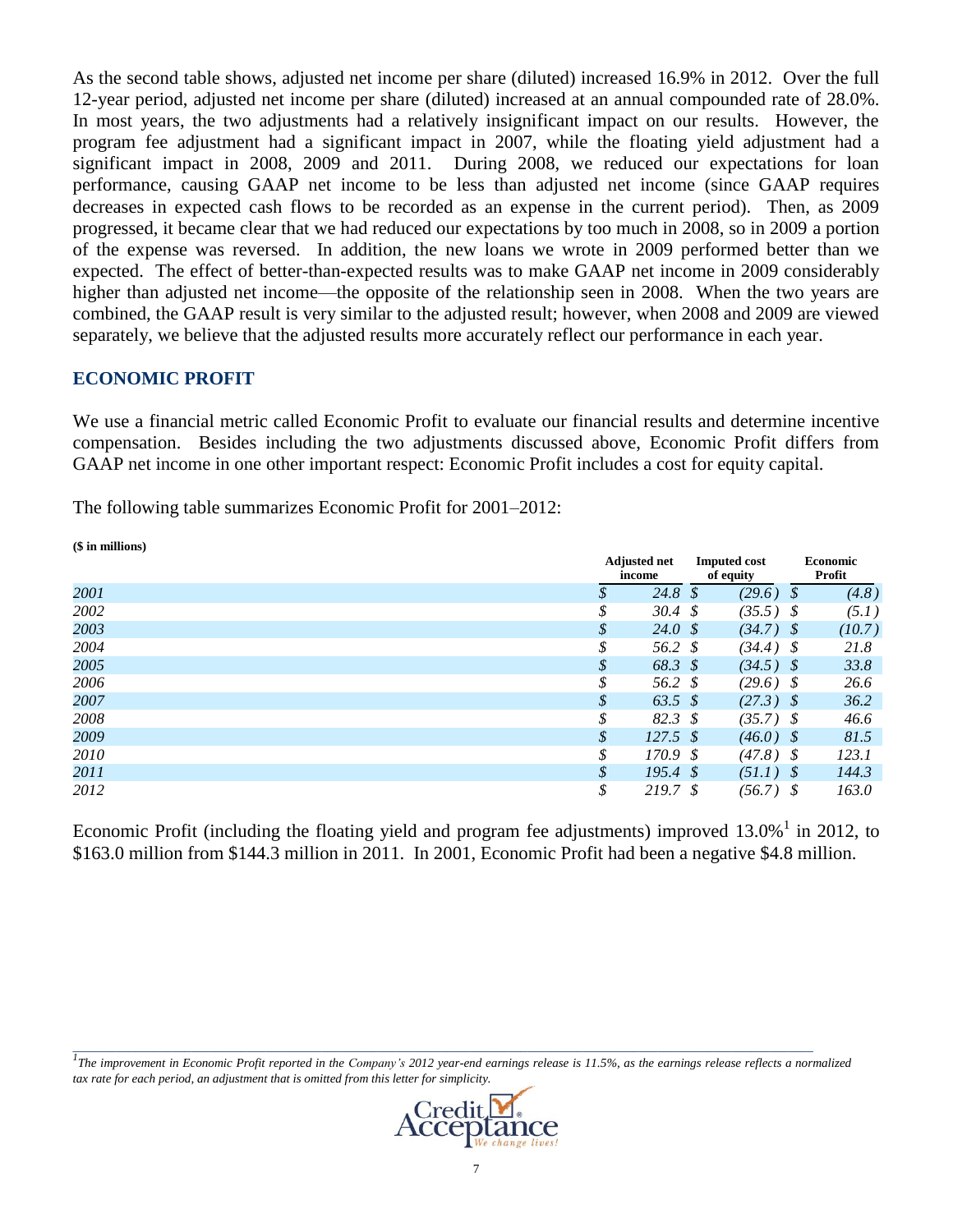As the second table shows, adjusted net income per share (diluted) increased 16.9% in 2012. Over the full 12-year period, adjusted net income per share (diluted) increased at an annual compounded rate of 28.0%. In most years, the two adjustments had a relatively insignificant impact on our results. However, the program fee adjustment had a significant impact in 2007, while the floating yield adjustment had a significant impact in 2008, 2009 and 2011. During 2008, we reduced our expectations for loan performance, causing GAAP net income to be less than adjusted net income (since GAAP requires decreases in expected cash flows to be recorded as an expense in the current period). Then, as 2009 progressed, it became clear that we had reduced our expectations by too much in 2008, so in 2009 a portion of the expense was reversed. In addition, the new loans we wrote in 2009 performed better than we expected. The effect of better-than-expected results was to make GAAP net income in 2009 considerably higher than adjusted net income—the opposite of the relationship seen in 2008. When the two years are combined, the GAAP result is very similar to the adjusted result; however, when 2008 and 2009 are viewed separately, we believe that the adjusted results more accurately reflect our performance in each year.

## ECONOMIC PROFIT

We use a financial metric called Economic Profit to evaluate our financial results and determine incentive compensation. Besides including the two adjustments discussed above, Economic Profit differs from GAAP net income in one other important respect: Economic Profit includes a cost for equity capital.

The following table summarizes Economic Profit for 2001–2012:

**($ in millions)**

| | Adjusted net income | Imputed cost of equity | Economic Profit |
|---|---|---|---|
| *2001* | *$ 24.8* | *$ (29.6)* | *$ (4.8)* |
| *2002* | *$ 30.4* | *$ (35.5)* | *$ (5.1)* |
| *2003* | *$ 24.0* | *$ (34.7)* | *$ (10.7)* |
| *2004* | *$ 56.2* | *$ (34.4)* | *$ 21.8* |
| *2005* | *$ 68.3* | *$ (34.5)* | *$ 33.8* |
| *2006* | *$ 56.2* | *$ (29.6)* | *$ 26.6* |
| *2007* | *$ 63.5* | *$ (27.3)* | *$ 36.2* |
| *2008* | *$ 82.3* | *$ (35.7)* | *$ 46.6* |
| *2009* | *$ 127.5* | *$ (46.0)* | *$ 81.5* |
| *2010* | *$ 170.9* | *$ (47.8)* | *$ 123.1* |
| *2011* | *$ 195.4* | *$ (51.1)* | *$ 144.3* |
| *2012* | *$ 219.7* | *$ (56.7)* | *$ 163.0* |

Economic Profit (including the floating yield and program fee adjustments) improved 13.0%[1] in 2012, to $163.0 million from $144.3 million in 2011. In 2001, Economic Profit had been a negative $4.8 million.

---

*[1]The improvement in Economic Profit reported in the Company's 2012 year-end earnings release is 11.5%, as the earnings release reflects a normalized tax rate for each period, an adjustment that is omitted from this letter for simplicity.*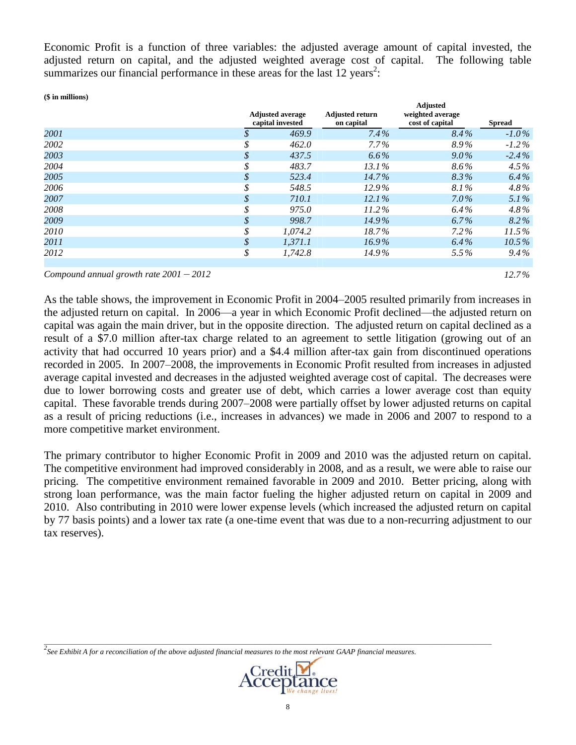Economic Profit is a function of three variables: the adjusted average amount of capital invested, the adjusted return on capital, and the adjusted weighted average cost of capital. The following table summarizes our financial performance in these areas for the last 12 years[2]:

**($ in millions)**

| | Adjusted average capital invested | Adjusted return on capital | Adjusted weighted average cost of capital | Spread |
|---|---|---|---|---|
| *2001* | *$ 469.9* | *7.4%* | *8.4%* | *-1.0%* |
| *2002* | *$ 462.0* | *7.7%* | *8.9%* | *-1.2%* |
| *2003* | *$ 437.5* | *6.6%* | *9.0%* | *-2.4%* |
| *2004* | *$ 483.7* | *13.1%* | *8.6%* | *4.5%* |
| *2005* | *$ 523.4* | *14.7%* | *8.3%* | *6.4%* |
| *2006* | *$ 548.5* | *12.9%* | *8.1%* | *4.8%* |
| *2007* | *$ 710.1* | *12.1%* | *7.0%* | *5.1%* |
| *2008* | *$ 975.0* | *11.2%* | *6.4%* | *4.8%* |
| *2009* | *$ 998.7* | *14.9%* | *6.7%* | *8.2%* |
| *2010* | *$ 1,074.2* | *18.7%* | *7.2%* | *11.5%* |
| *2011* | *$ 1,371.1* | *16.9%* | *6.4%* | *10.5%* |
| *2012* | *$ 1,742.8* | *14.9%* | *5.5%* | *9.4%* |
| *Compound annual growth rate 2001 – 2012* | *12.7%* | | | |

As the table shows, the improvement in Economic Profit in 2004–2005 resulted primarily from increases in the adjusted return on capital. In 2006—a year in which Economic Profit declined—the adjusted return on capital was again the main driver, but in the opposite direction. The adjusted return on capital declined as a result of a $7.0 million after-tax charge related to an agreement to settle litigation (growing out of an activity that had occurred 10 years prior) and a $4.4 million after-tax gain from discontinued operations recorded in 2005. In 2007–2008, the improvements in Economic Profit resulted from increases in adjusted average capital invested and decreases in the adjusted weighted average cost of capital. The decreases were due to lower borrowing costs and greater use of debt, which carries a lower average cost than equity capital. These favorable trends during 2007–2008 were partially offset by lower adjusted returns on capital as a result of pricing reductions (i.e., increases in advances) we made in 2006 and 2007 to respond to a more competitive market environment.

The primary contributor to higher Economic Profit in 2009 and 2010 was the adjusted return on capital. The competitive environment had improved considerably in 2008, and as a result, we were able to raise our pricing. The competitive environment remained favorable in 2009 and 2010. Better pricing, along with strong loan performance, was the main factor fueling the higher adjusted return on capital in 2009 and 2010. Also contributing in 2010 were lower expense levels (which increased the adjusted return on capital by 77 basis points) and a lower tax rate (a one-time event that was due to a non-recurring adjustment to our tax reserves).

---

[2] *See Exhibit A for a reconciliation of the above adjusted financial measures to the most relevant GAAP financial measures.*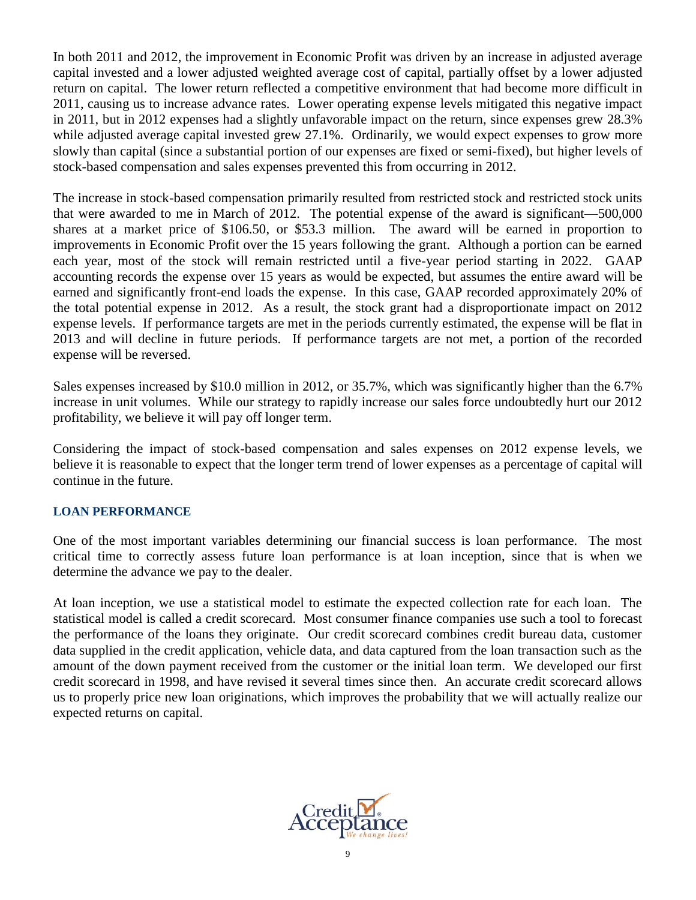In both 2011 and 2012, the improvement in Economic Profit was driven by an increase in adjusted average capital invested and a lower adjusted weighted average cost of capital, partially offset by a lower adjusted return on capital. The lower return reflected a competitive environment that had become more difficult in 2011, causing us to increase advance rates. Lower operating expense levels mitigated this negative impact in 2011, but in 2012 expenses had a slightly unfavorable impact on the return, since expenses grew 28.3% while adjusted average capital invested grew 27.1%. Ordinarily, we would expect expenses to grow more slowly than capital (since a substantial portion of our expenses are fixed or semi-fixed), but higher levels of stock-based compensation and sales expenses prevented this from occurring in 2012.

The increase in stock-based compensation primarily resulted from restricted stock and restricted stock units that were awarded to me in March of 2012. The potential expense of the award is significant—500,000 shares at a market price of \$106.50, or \$53.3 million. The award will be earned in proportion to improvements in Economic Profit over the 15 years following the grant. Although a portion can be earned each year, most of the stock will remain restricted until a five-year period starting in 2022. GAAP accounting records the expense over 15 years as would be expected, but assumes the entire award will be earned and significantly front-end loads the expense. In this case, GAAP recorded approximately 20% of the total potential expense in 2012. As a result, the stock grant had a disproportionate impact on 2012 expense levels. If performance targets are met in the periods currently estimated, the expense will be flat in 2013 and will decline in future periods. If performance targets are not met, a portion of the recorded expense will be reversed.

Sales expenses increased by \$10.0 million in 2012, or 35.7%, which was significantly higher than the 6.7% increase in unit volumes. While our strategy to rapidly increase our sales force undoubtedly hurt our 2012 profitability, we believe it will pay off longer term.

Considering the impact of stock-based compensation and sales expenses on 2012 expense levels, we believe it is reasonable to expect that the longer term trend of lower expenses as a percentage of capital will continue in the future.

## LOAN PERFORMANCE

One of the most important variables determining our financial success is loan performance. The most critical time to correctly assess future loan performance is at loan inception, since that is when we determine the advance we pay to the dealer.

At loan inception, we use a statistical model to estimate the expected collection rate for each loan. The statistical model is called a credit scorecard. Most consumer finance companies use such a tool to forecast the performance of the loans they originate. Our credit scorecard combines credit bureau data, customer data supplied in the credit application, vehicle data, and data captured from the loan transaction such as the amount of the down payment received from the customer or the initial loan term. We developed our first credit scorecard in 1998, and have revised it several times since then. An accurate credit scorecard allows us to properly price new loan originations, which improves the probability that we will actually realize our expected returns on capital.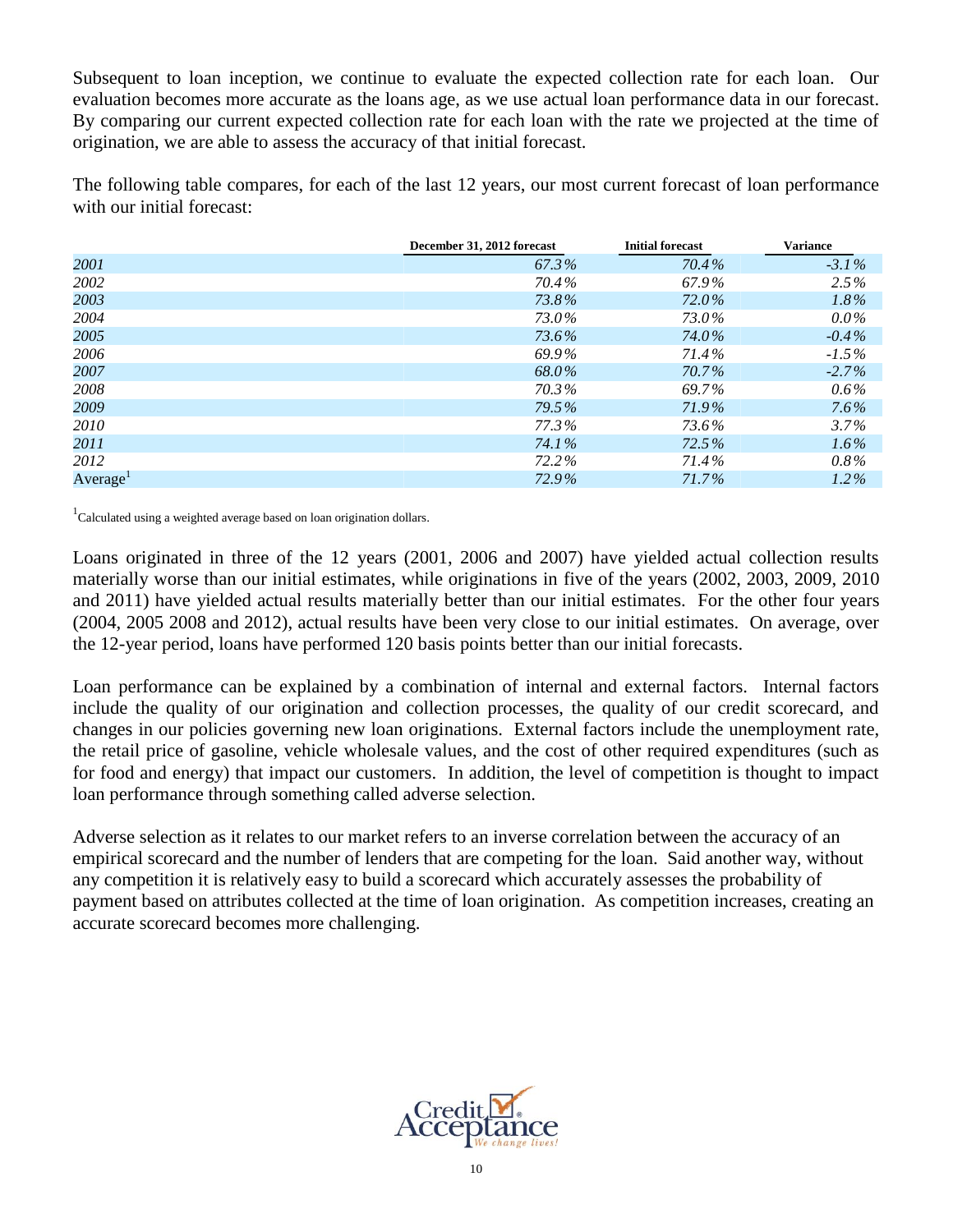Subsequent to loan inception, we continue to evaluate the expected collection rate for each loan. Our evaluation becomes more accurate as the loans age, as we use actual loan performance data in our forecast. By comparing our current expected collection rate for each loan with the rate we projected at the time of origination, we are able to assess the accuracy of that initial forecast.

The following table compares, for each of the last 12 years, our most current forecast of loan performance with our initial forecast:

| | December 31, 2012 forecast | Initial forecast | Variance |
|---|---|---|---|
| *2001* | *67.3%* | *70.4%* | *-3.1%* |
| *2002* | *70.4%* | *67.9%* | *2.5%* |
| *2003* | *73.8%* | *72.0%* | *1.8%* |
| *2004* | *73.0%* | *73.0%* | *0.0%* |
| *2005* | *73.6%* | *74.0%* | *-0.4%* |
| *2006* | *69.9%* | *71.4%* | *-1.5%* |
| *2007* | *68.0%* | *70.7%* | *-2.7%* |
| *2008* | *70.3%* | *69.7%* | *0.6%* |
| *2009* | *79.5%* | *71.9%* | *7.6%* |
| *2010* | *77.3%* | *73.6%* | *3.7%* |
| *2011* | *74.1%* | *72.5%* | *1.6%* |
| *2012* | *72.2%* | *71.4%* | *0.8%* |
| Average[1] | *72.9%* | *71.7%* | *1.2%* |

[1]Calculated using a weighted average based on loan origination dollars.

Loans originated in three of the 12 years (2001, 2006 and 2007) have yielded actual collection results materially worse than our initial estimates, while originations in five of the years (2002, 2003, 2009, 2010 and 2011) have yielded actual results materially better than our initial estimates. For the other four years (2004, 2005 2008 and 2012), actual results have been very close to our initial estimates. On average, over the 12-year period, loans have performed 120 basis points better than our initial forecasts.

Loan performance can be explained by a combination of internal and external factors. Internal factors include the quality of our origination and collection processes, the quality of our credit scorecard, and changes in our policies governing new loan originations. External factors include the unemployment rate, the retail price of gasoline, vehicle wholesale values, and the cost of other required expenditures (such as for food and energy) that impact our customers. In addition, the level of competition is thought to impact loan performance through something called adverse selection.

Adverse selection as it relates to our market refers to an inverse correlation between the accuracy of an empirical scorecard and the number of lenders that are competing for the loan. Said another way, without any competition it is relatively easy to build a scorecard which accurately assesses the probability of payment based on attributes collected at the time of loan origination. As competition increases, creating an accurate scorecard becomes more challenging.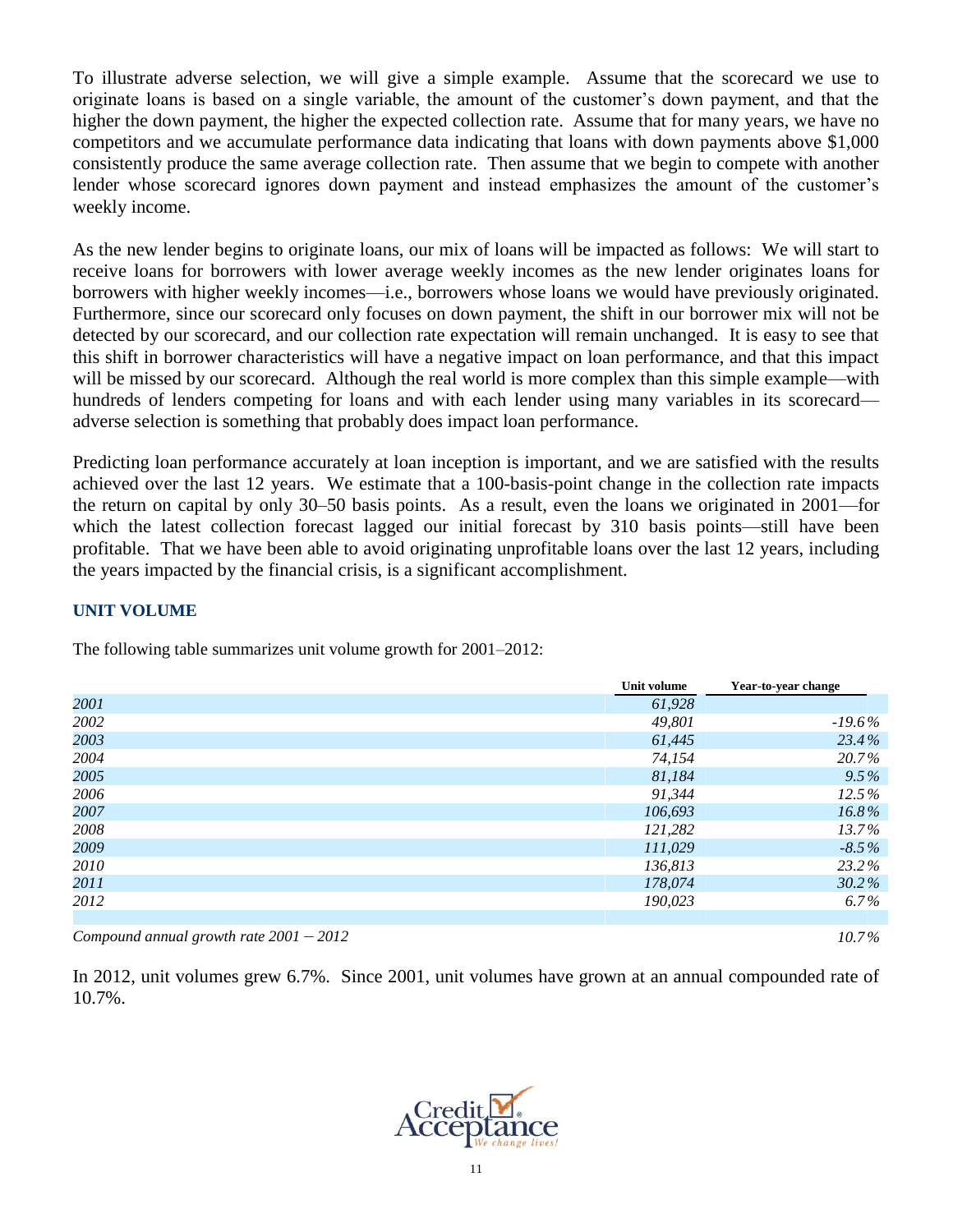To illustrate adverse selection, we will give a simple example. Assume that the scorecard we use to originate loans is based on a single variable, the amount of the customer's down payment, and that the higher the down payment, the higher the expected collection rate. Assume that for many years, we have no competitors and we accumulate performance data indicating that loans with down payments above $1,000 consistently produce the same average collection rate. Then assume that we begin to compete with another lender whose scorecard ignores down payment and instead emphasizes the amount of the customer's weekly income.

As the new lender begins to originate loans, our mix of loans will be impacted as follows: We will start to receive loans for borrowers with lower average weekly incomes as the new lender originates loans for borrowers with higher weekly incomes—i.e., borrowers whose loans we would have previously originated. Furthermore, since our scorecard only focuses on down payment, the shift in our borrower mix will not be detected by our scorecard, and our collection rate expectation will remain unchanged. It is easy to see that this shift in borrower characteristics will have a negative impact on loan performance, and that this impact will be missed by our scorecard. Although the real world is more complex than this simple example—with hundreds of lenders competing for loans and with each lender using many variables in its scorecard—adverse selection is something that probably does impact loan performance.

Predicting loan performance accurately at loan inception is important, and we are satisfied with the results achieved over the last 12 years. We estimate that a 100-basis-point change in the collection rate impacts the return on capital by only 30–50 basis points. As a result, even the loans we originated in 2001—for which the latest collection forecast lagged our initial forecast by 310 basis points—still have been profitable. That we have been able to avoid originating unprofitable loans over the last 12 years, including the years impacted by the financial crisis, is a significant accomplishment.

## UNIT VOLUME

The following table summarizes unit volume growth for 2001–2012:

| | Unit volume | Year-to-year change |
|---|---|---|
| *2001* | *61,928* | |
| *2002* | *49,801* | *-19.6%* |
| *2003* | *61,445* | *23.4%* |
| *2004* | *74,154* | *20.7%* |
| *2005* | *81,184* | *9.5%* |
| *2006* | *91,344* | *12.5%* |
| *2007* | *106,693* | *16.8%* |
| *2008* | *121,282* | *13.7%* |
| *2009* | *111,029* | *-8.5%* |
| *2010* | *136,813* | *23.2%* |
| *2011* | *178,074* | *30.2%* |
| *2012* | *190,023* | *6.7%* |
| *Compound annual growth rate 2001 – 2012* | | *10.7%* |

In 2012, unit volumes grew 6.7%. Since 2001, unit volumes have grown at an annual compounded rate of 10.7%.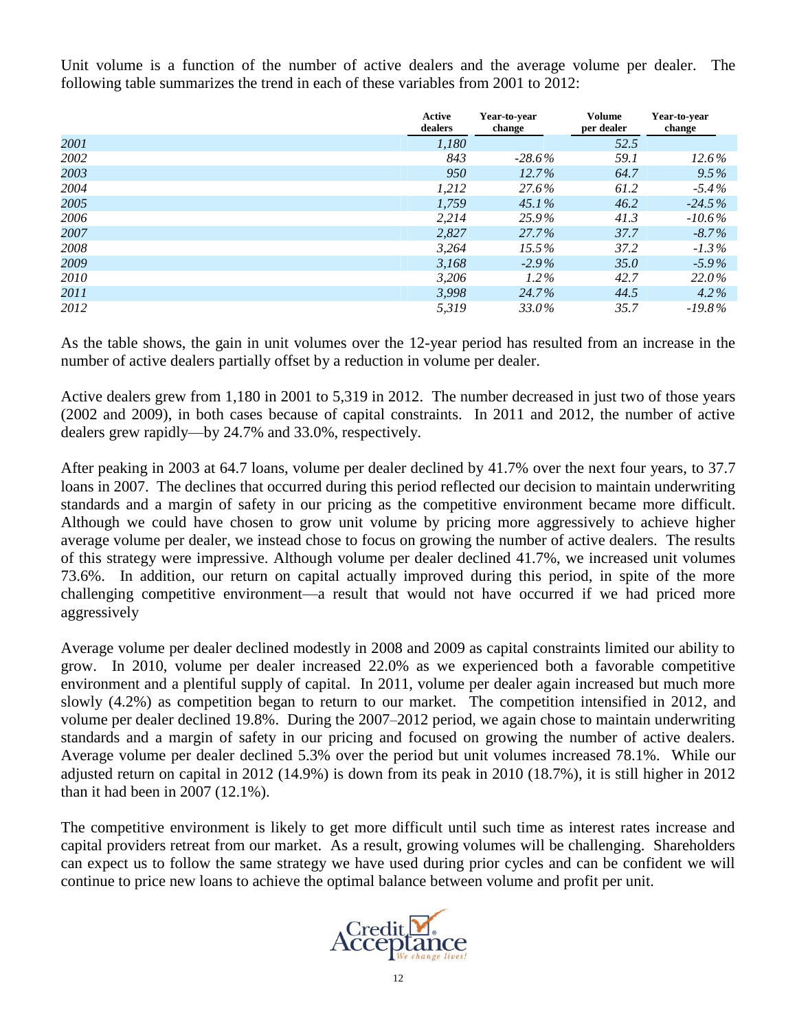Unit volume is a function of the number of active dealers and the average volume per dealer. The following table summarizes the trend in each of these variables from 2001 to 2012:

| | Active dealers | Year-to-year change | Volume per dealer | Year-to-year change |
|---|---|---|---|---|
| *2001* | *1,180* | | *52.5* | |
| *2002* | *843* | *-28.6%* | *59.1* | *12.6%* |
| *2003* | *950* | *12.7%* | *64.7* | *9.5%* |
| *2004* | *1,212* | *27.6%* | *61.2* | *-5.4%* |
| *2005* | *1,759* | *45.1%* | *46.2* | *-24.5%* |
| *2006* | *2,214* | *25.9%* | *41.3* | *-10.6%* |
| *2007* | *2,827* | *27.7%* | *37.7* | *-8.7%* |
| *2008* | *3,264* | *15.5%* | *37.2* | *-1.3%* |
| *2009* | *3,168* | *-2.9%* | *35.0* | *-5.9%* |
| *2010* | *3,206* | *1.2%* | *42.7* | *22.0%* |
| *2011* | *3,998* | *24.7%* | *44.5* | *4.2%* |
| *2012* | *5,319* | *33.0%* | *35.7* | *-19.8%* |

As the table shows, the gain in unit volumes over the 12-year period has resulted from an increase in the number of active dealers partially offset by a reduction in volume per dealer.

Active dealers grew from 1,180 in 2001 to 5,319 in 2012. The number decreased in just two of those years (2002 and 2009), in both cases because of capital constraints. In 2011 and 2012, the number of active dealers grew rapidly—by 24.7% and 33.0%, respectively.

After peaking in 2003 at 64.7 loans, volume per dealer declined by 41.7% over the next four years, to 37.7 loans in 2007. The declines that occurred during this period reflected our decision to maintain underwriting standards and a margin of safety in our pricing as the competitive environment became more difficult. Although we could have chosen to grow unit volume by pricing more aggressively to achieve higher average volume per dealer, we instead chose to focus on growing the number of active dealers. The results of this strategy were impressive. Although volume per dealer declined 41.7%, we increased unit volumes 73.6%. In addition, our return on capital actually improved during this period, in spite of the more challenging competitive environment—a result that would not have occurred if we had priced more aggressively

Average volume per dealer declined modestly in 2008 and 2009 as capital constraints limited our ability to grow. In 2010, volume per dealer increased 22.0% as we experienced both a favorable competitive environment and a plentiful supply of capital. In 2011, volume per dealer again increased but much more slowly (4.2%) as competition began to return to our market. The competition intensified in 2012, and volume per dealer declined 19.8%. During the 2007–2012 period, we again chose to maintain underwriting standards and a margin of safety in our pricing and focused on growing the number of active dealers. Average volume per dealer declined 5.3% over the period but unit volumes increased 78.1%. While our adjusted return on capital in 2012 (14.9%) is down from its peak in 2010 (18.7%), it is still higher in 2012 than it had been in 2007 (12.1%).

The competitive environment is likely to get more difficult until such time as interest rates increase and capital providers retreat from our market. As a result, growing volumes will be challenging. Shareholders can expect us to follow the same strategy we have used during prior cycles and can be confident we will continue to price new loans to achieve the optimal balance between volume and profit per unit.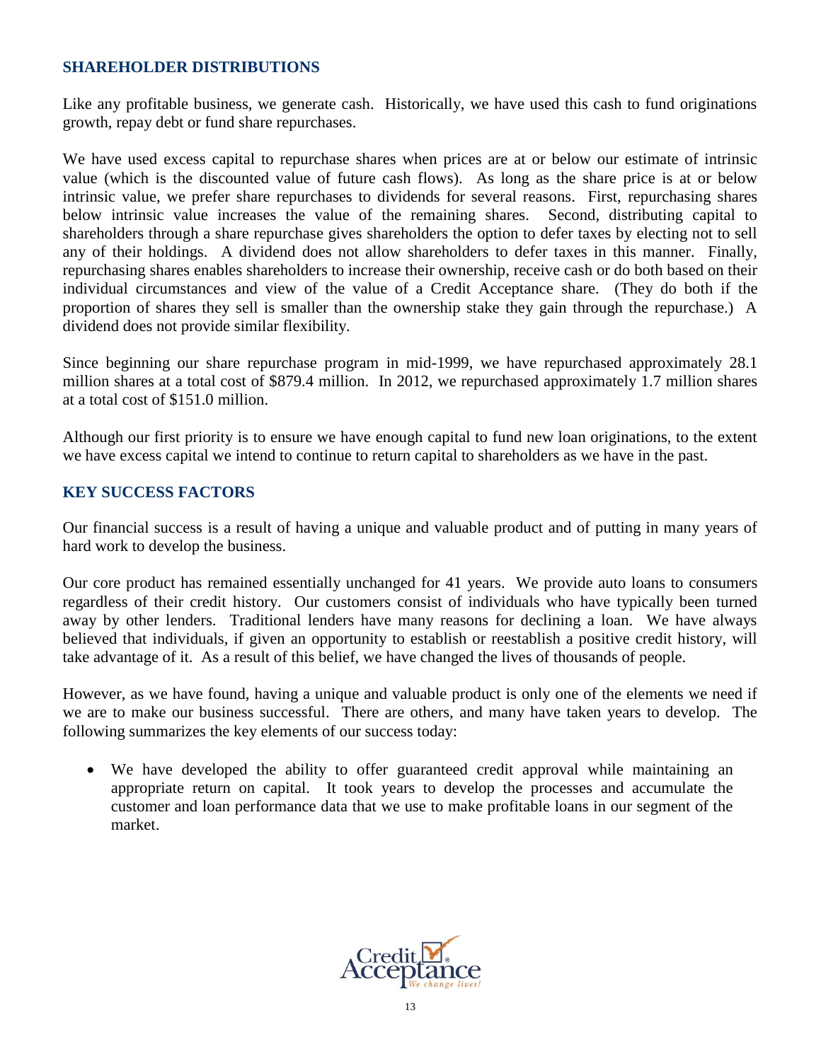## SHAREHOLDER DISTRIBUTIONS

Like any profitable business, we generate cash. Historically, we have used this cash to fund originations growth, repay debt or fund share repurchases.

We have used excess capital to repurchase shares when prices are at or below our estimate of intrinsic value (which is the discounted value of future cash flows). As long as the share price is at or below intrinsic value, we prefer share repurchases to dividends for several reasons. First, repurchasing shares below intrinsic value increases the value of the remaining shares. Second, distributing capital to shareholders through a share repurchase gives shareholders the option to defer taxes by electing not to sell any of their holdings. A dividend does not allow shareholders to defer taxes in this manner. Finally, repurchasing shares enables shareholders to increase their ownership, receive cash or do both based on their individual circumstances and view of the value of a Credit Acceptance share. (They do both if the proportion of shares they sell is smaller than the ownership stake they gain through the repurchase.) A dividend does not provide similar flexibility.

Since beginning our share repurchase program in mid-1999, we have repurchased approximately 28.1 million shares at a total cost of $879.4 million. In 2012, we repurchased approximately 1.7 million shares at a total cost of $151.0 million.

Although our first priority is to ensure we have enough capital to fund new loan originations, to the extent we have excess capital we intend to continue to return capital to shareholders as we have in the past.

## KEY SUCCESS FACTORS

Our financial success is a result of having a unique and valuable product and of putting in many years of hard work to develop the business.

Our core product has remained essentially unchanged for 41 years. We provide auto loans to consumers regardless of their credit history. Our customers consist of individuals who have typically been turned away by other lenders. Traditional lenders have many reasons for declining a loan. We have always believed that individuals, if given an opportunity to establish or reestablish a positive credit history, will take advantage of it. As a result of this belief, we have changed the lives of thousands of people.

However, as we have found, having a unique and valuable product is only one of the elements we need if we are to make our business successful. There are others, and many have taken years to develop. The following summarizes the key elements of our success today:

- We have developed the ability to offer guaranteed credit approval while maintaining an appropriate return on capital. It took years to develop the processes and accumulate the customer and loan performance data that we use to make profitable loans in our segment of the market.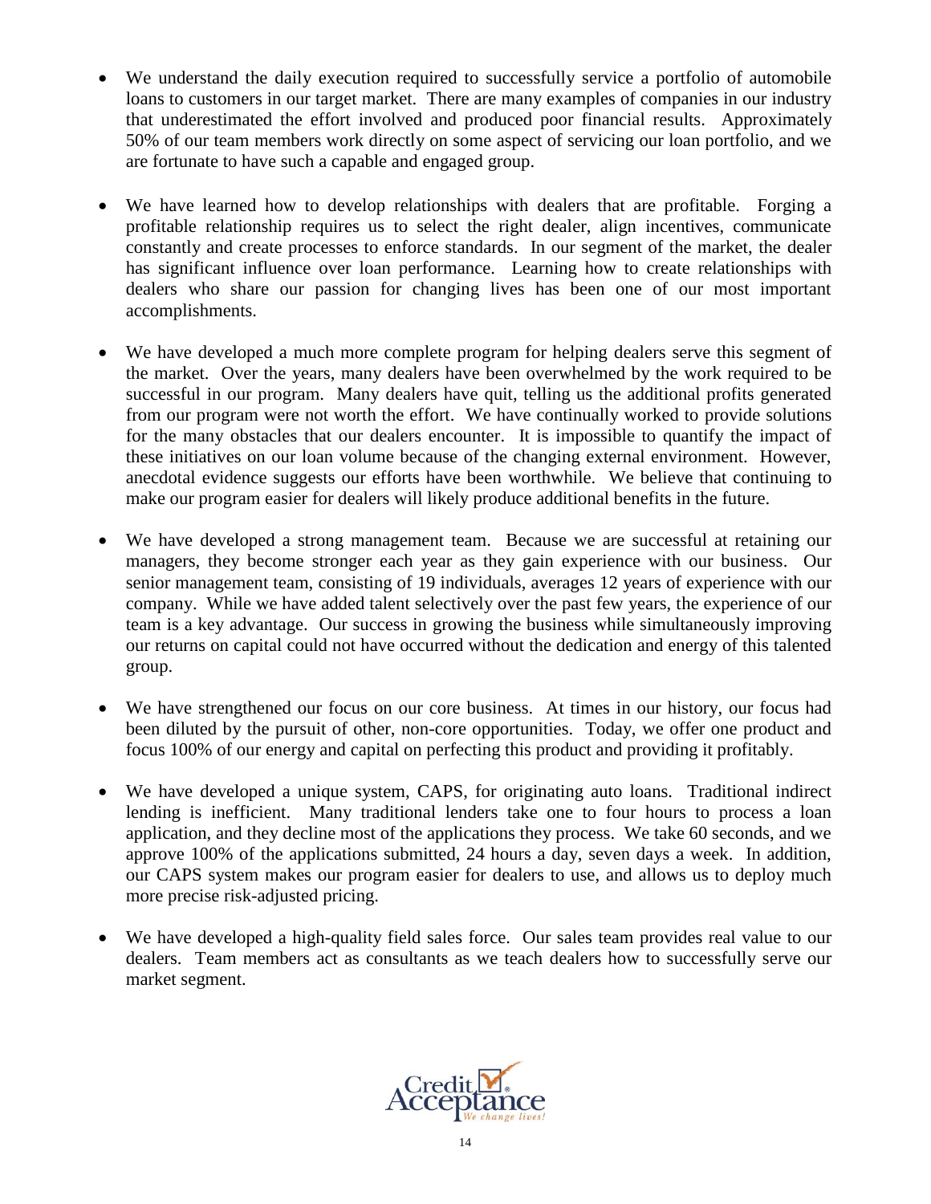- We understand the daily execution required to successfully service a portfolio of automobile loans to customers in our target market. There are many examples of companies in our industry that underestimated the effort involved and produced poor financial results. Approximately 50% of our team members work directly on some aspect of servicing our loan portfolio, and we are fortunate to have such a capable and engaged group.

- We have learned how to develop relationships with dealers that are profitable. Forging a profitable relationship requires us to select the right dealer, align incentives, communicate constantly and create processes to enforce standards. In our segment of the market, the dealer has significant influence over loan performance. Learning how to create relationships with dealers who share our passion for changing lives has been one of our most important accomplishments.

- We have developed a much more complete program for helping dealers serve this segment of the market. Over the years, many dealers have been overwhelmed by the work required to be successful in our program. Many dealers have quit, telling us the additional profits generated from our program were not worth the effort. We have continually worked to provide solutions for the many obstacles that our dealers encounter. It is impossible to quantify the impact of these initiatives on our loan volume because of the changing external environment. However, anecdotal evidence suggests our efforts have been worthwhile. We believe that continuing to make our program easier for dealers will likely produce additional benefits in the future.

- We have developed a strong management team. Because we are successful at retaining our managers, they become stronger each year as they gain experience with our business. Our senior management team, consisting of 19 individuals, averages 12 years of experience with our company. While we have added talent selectively over the past few years, the experience of our team is a key advantage. Our success in growing the business while simultaneously improving our returns on capital could not have occurred without the dedication and energy of this talented group.

- We have strengthened our focus on our core business. At times in our history, our focus had been diluted by the pursuit of other, non-core opportunities. Today, we offer one product and focus 100% of our energy and capital on perfecting this product and providing it profitably.

- We have developed a unique system, CAPS, for originating auto loans. Traditional indirect lending is inefficient. Many traditional lenders take one to four hours to process a loan application, and they decline most of the applications they process. We take 60 seconds, and we approve 100% of the applications submitted, 24 hours a day, seven days a week. In addition, our CAPS system makes our program easier for dealers to use, and allows us to deploy much more precise risk-adjusted pricing.

- We have developed a high-quality field sales force. Our sales team provides real value to our dealers. Team members act as consultants as we teach dealers how to successfully serve our market segment.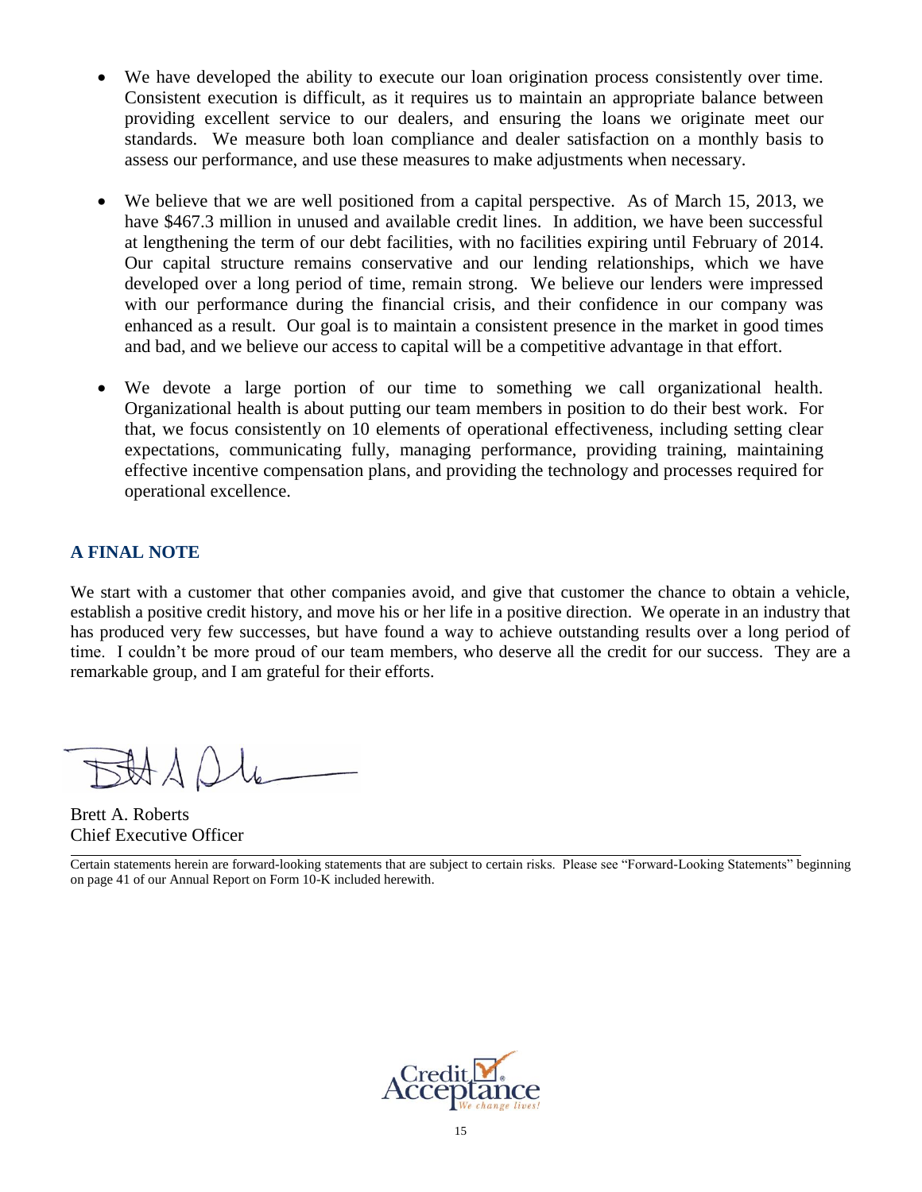- We have developed the ability to execute our loan origination process consistently over time. Consistent execution is difficult, as it requires us to maintain an appropriate balance between providing excellent service to our dealers, and ensuring the loans we originate meet our standards. We measure both loan compliance and dealer satisfaction on a monthly basis to assess our performance, and use these measures to make adjustments when necessary.

- We believe that we are well positioned from a capital perspective. As of March 15, 2013, we have $467.3 million in unused and available credit lines. In addition, we have been successful at lengthening the term of our debt facilities, with no facilities expiring until February of 2014. Our capital structure remains conservative and our lending relationships, which we have developed over a long period of time, remain strong. We believe our lenders were impressed with our performance during the financial crisis, and their confidence in our company was enhanced as a result. Our goal is to maintain a consistent presence in the market in good times and bad, and we believe our access to capital will be a competitive advantage in that effort.

- We devote a large portion of our time to something we call organizational health. Organizational health is about putting our team members in position to do their best work. For that, we focus consistently on 10 elements of operational effectiveness, including setting clear expectations, communicating fully, managing performance, providing training, maintaining effective incentive compensation plans, and providing the technology and processes required for operational excellence.

## A FINAL NOTE

We start with a customer that other companies avoid, and give that customer the chance to obtain a vehicle, establish a positive credit history, and move his or her life in a positive direction. We operate in an industry that has produced very few successes, but have found a way to achieve outstanding results over a long period of time. I couldn't be more proud of our team members, who deserve all the credit for our success. They are a remarkable group, and I am grateful for their efforts.

Brett A. Roberts
Chief Executive Officer

---

Certain statements herein are forward-looking statements that are subject to certain risks. Please see "Forward-Looking Statements" beginning on page 41 of our Annual Report on Form 10-K included herewith.

Credit Acceptance
*We change lives!*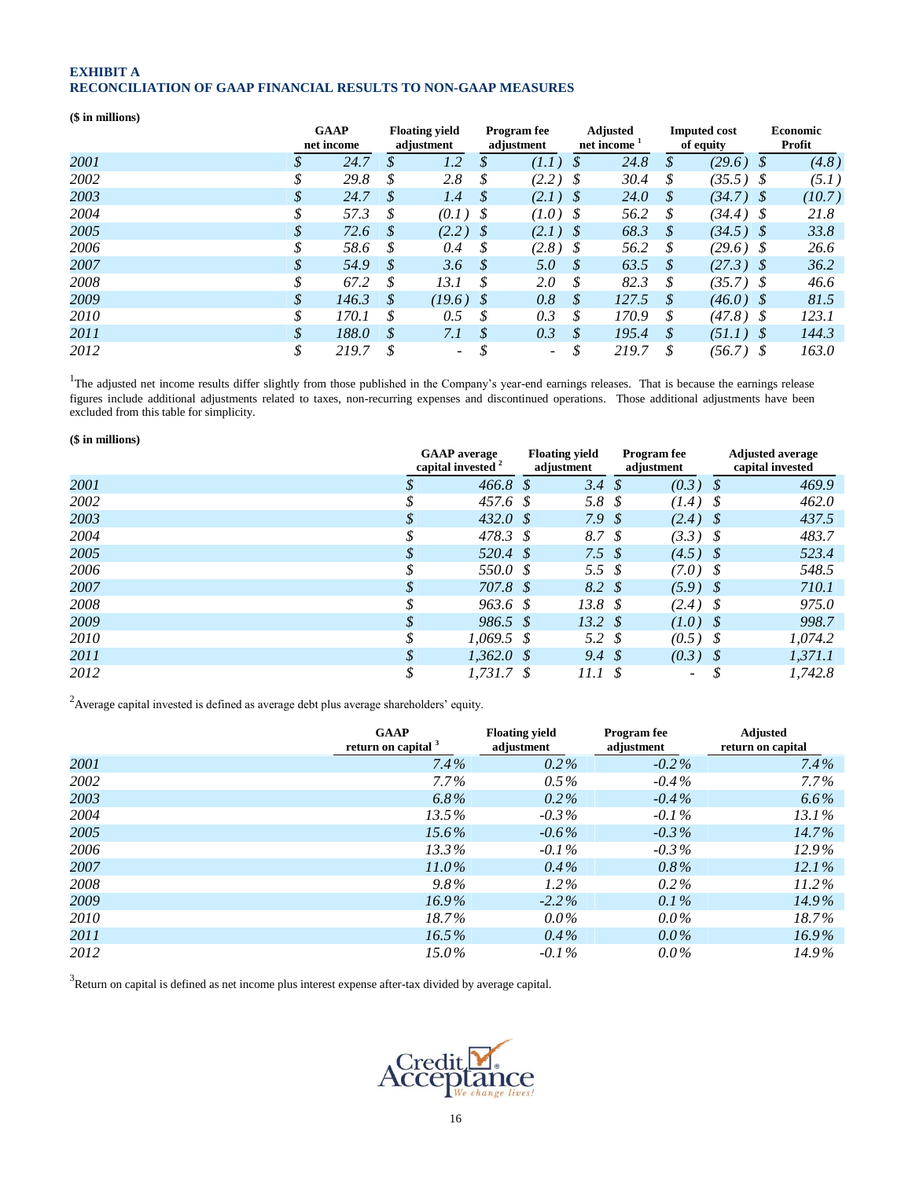**EXHIBIT A**
**RECONCILIATION OF GAAP FINANCIAL RESULTS TO NON-GAAP MEASURES**

**($ in millions)**

| | GAAP net income | Floating yield adjustment | Program fee adjustment | Adjusted net income [1] | Imputed cost of equity | Economic Profit |
|---|---|---|---|---|---|---|
| 2001 | $ 24.7 | $ 1.2 | $ (1.1) | $ 24.8 | $ (29.6) | $ (4.8) |
| 2002 | $ 29.8 | $ 2.8 | $ (2.2) | $ 30.4 | $ (35.5) | $ (5.1) |
| 2003 | $ 24.7 | $ 1.4 | $ (2.1) | $ 24.0 | $ (34.7) | $ (10.7) |
| 2004 | $ 57.3 | $ (0.1) | $ (1.0) | $ 56.2 | $ (34.4) | $ 21.8 |
| 2005 | $ 72.6 | $ (2.2) | $ (2.1) | $ 68.3 | $ (34.5) | $ 33.8 |
| 2006 | $ 58.6 | $ 0.4 | $ (2.8) | $ 56.2 | $ (29.6) | $ 26.6 |
| 2007 | $ 54.9 | $ 3.6 | $ 5.0 | $ 63.5 | $ (27.3) | $ 36.2 |
| 2008 | $ 67.2 | $ 13.1 | $ 2.0 | $ 82.3 | $ (35.7) | $ 46.6 |
| 2009 | $ 146.3 | $ (19.6) | $ 0.8 | $ 127.5 | $ (46.0) | $ 81.5 |
| 2010 | $ 170.1 | $ 0.5 | $ 0.3 | $ 170.9 | $ (47.8) | $ 123.1 |
| 2011 | $ 188.0 | $ 7.1 | $ 0.3 | $ 195.4 | $ (51.1) | $ 144.3 |
| 2012 | $ 219.7 | $ - | $ - | $ 219.7 | $ (56.7) | $ 163.0 |

[1]The adjusted net income results differ slightly from those published in the Company's year-end earnings releases. That is because the earnings release figures include additional adjustments related to taxes, non-recurring expenses and discontinued operations. Those additional adjustments have been excluded from this table for simplicity.

**($ in millions)**

| | GAAP average capital invested [2] | Floating yield adjustment | Program fee adjustment | Adjusted average capital invested |
|---|---|---|---|---|
| 2001 | $ 466.8 | $ 3.4 | $ (0.3) | $ 469.9 |
| 2002 | $ 457.6 | $ 5.8 | $ (1.4) | $ 462.0 |
| 2003 | $ 432.0 | $ 7.9 | $ (2.4) | $ 437.5 |
| 2004 | $ 478.3 | $ 8.7 | $ (3.3) | $ 483.7 |
| 2005 | $ 520.4 | $ 7.5 | $ (4.5) | $ 523.4 |
| 2006 | $ 550.0 | $ 5.5 | $ (7.0) | $ 548.5 |
| 2007 | $ 707.8 | $ 8.2 | $ (5.9) | $ 710.1 |
| 2008 | $ 963.6 | $ 13.8 | $ (2.4) | $ 975.0 |
| 2009 | $ 986.5 | $ 13.2 | $ (1.0) | $ 998.7 |
| 2010 | $ 1,069.5 | $ 5.2 | $ (0.5) | $ 1,074.2 |
| 2011 | $ 1,362.0 | $ 9.4 | $ (0.3) | $ 1,371.1 |
| 2012 | $ 1,731.7 | $ 11.1 | $ - | $ 1,742.8 |

[2]Average capital invested is defined as average debt plus average shareholders' equity.

| | GAAP return on capital [3] | Floating yield adjustment | Program fee adjustment | Adjusted return on capital |
|---|---|---|---|---|
| 2001 | 7.4% | 0.2% | -0.2% | 7.4% |
| 2002 | 7.7% | 0.5% | -0.4% | 7.7% |
| 2003 | 6.8% | 0.2% | -0.4% | 6.6% |
| 2004 | 13.5% | -0.3% | -0.1% | 13.1% |
| 2005 | 15.6% | -0.6% | -0.3% | 14.7% |
| 2006 | 13.3% | -0.1% | -0.3% | 12.9% |
| 2007 | 11.0% | 0.4% | 0.8% | 12.1% |
| 2008 | 9.8% | 1.2% | 0.2% | 11.2% |
| 2009 | 16.9% | -2.2% | 0.1% | 14.9% |
| 2010 | 18.7% | 0.0% | 0.0% | 18.7% |
| 2011 | 16.5% | 0.4% | 0.0% | 16.9% |
| 2012 | 15.0% | -0.1% | 0.0% | 14.9% |

[3]Return on capital is defined as net income plus interest expense after-tax divided by average capital.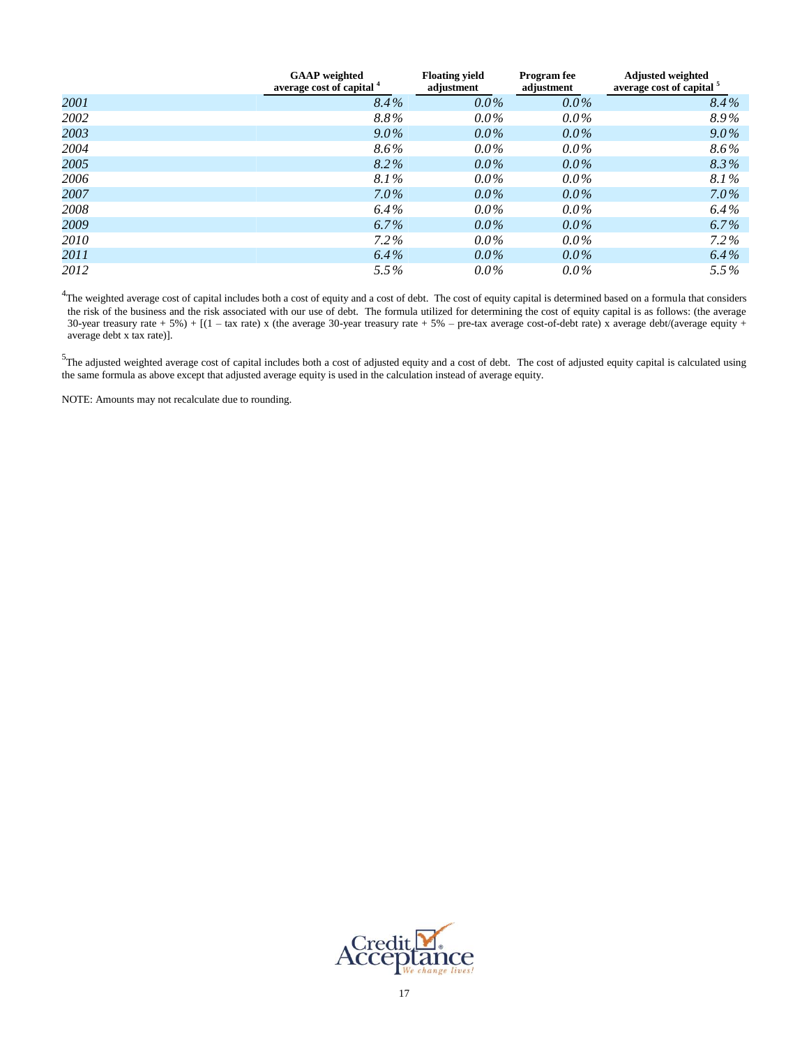| | GAAP weighted average cost of capital [4] | Floating yield adjustment | Program fee adjustment | Adjusted weighted average cost of capital [5] |
|---|---|---|---|---|
| *2001* | *8.4%* | *0.0%* | *0.0%* | *8.4%* |
| *2002* | *8.8%* | *0.0%* | *0.0%* | *8.9%* |
| *2003* | *9.0%* | *0.0%* | *0.0%* | *9.0%* |
| *2004* | *8.6%* | *0.0%* | *0.0%* | *8.6%* |
| *2005* | *8.2%* | *0.0%* | *0.0%* | *8.3%* |
| *2006* | *8.1%* | *0.0%* | *0.0%* | *8.1%* |
| *2007* | *7.0%* | *0.0%* | *0.0%* | *7.0%* |
| *2008* | *6.4%* | *0.0%* | *0.0%* | *6.4%* |
| *2009* | *6.7%* | *0.0%* | *0.0%* | *6.7%* |
| *2010* | *7.2%* | *0.0%* | *0.0%* | *7.2%* |
| *2011* | *6.4%* | *0.0%* | *0.0%* | *6.4%* |
| *2012* | *5.5%* | *0.0%* | *0.0%* | *5.5%* |

[4] The weighted average cost of capital includes both a cost of equity and a cost of debt. The cost of equity capital is determined based on a formula that considers the risk of the business and the risk associated with our use of debt. The formula utilized for determining the cost of equity capital is as follows: (the average 30-year treasury rate + 5%) + [(1 – tax rate) x (the average 30-year treasury rate + 5% – pre-tax average cost-of-debt rate) x average debt/(average equity + average debt x tax rate)].

[5] The adjusted weighted average cost of capital includes both a cost of adjusted equity and a cost of debt. The cost of adjusted equity capital is calculated using the same formula as above except that adjusted average equity is used in the calculation instead of average equity.

NOTE: Amounts may not recalculate due to rounding.